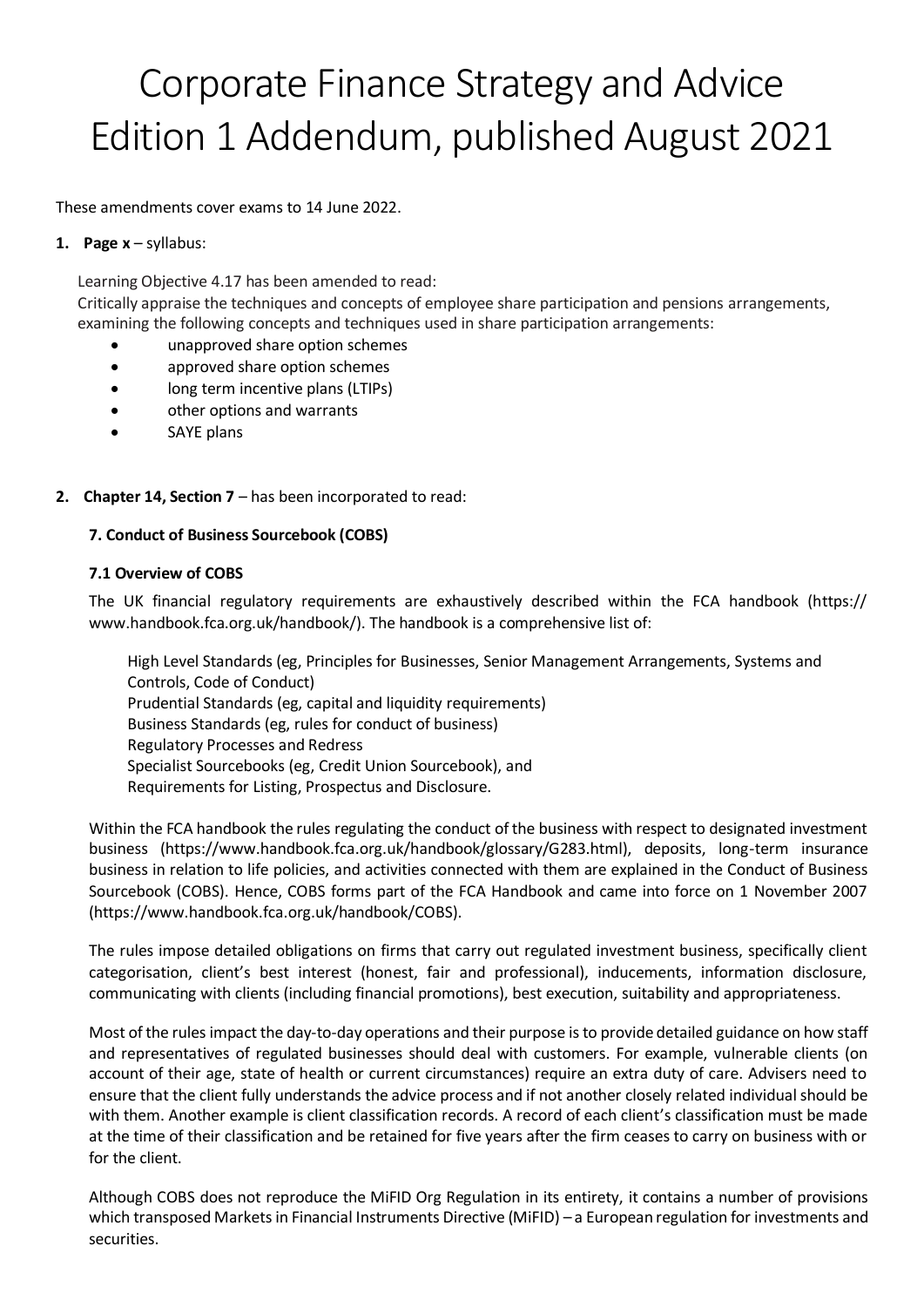# Corporate Finance Strategy and Advice Edition 1 Addendum, published August 2021

These amendments cover exams to 14 June 2022.

1. **Page x** – syllabus:

   Learning Objective 4.17 has been amended to read:
   Critically appraise the techniques and concepts of employee share participation and pensions arrangements, examining the following concepts and techniques used in share participation arrangements:

   - unapproved share option schemes
   - approved share option schemes
   - long term incentive plans (LTIPs)
   - other options and warrants
   - SAYE plans

2. **Chapter 14, Section 7** – has been incorporated to read:

   **7. Conduct of Business Sourcebook (COBS)**

   **7.1 Overview of COBS**

   The UK financial regulatory requirements are exhaustively described within the FCA handbook (https://www.handbook.fca.org.uk/handbook/). The handbook is a comprehensive list of:

   High Level Standards (eg, Principles for Businesses, Senior Management Arrangements, Systems and Controls, Code of Conduct)
   Prudential Standards (eg, capital and liquidity requirements)
   Business Standards (eg, rules for conduct of business)
   Regulatory Processes and Redress
   Specialist Sourcebooks (eg, Credit Union Sourcebook), and
   Requirements for Listing, Prospectus and Disclosure.

   Within the FCA handbook the rules regulating the conduct of the business with respect to designated investment business (https://www.handbook.fca.org.uk/handbook/glossary/G283.html), deposits, long-term insurance business in relation to life policies, and activities connected with them are explained in the Conduct of Business Sourcebook (COBS). Hence, COBS forms part of the FCA Handbook and came into force on 1 November 2007 (https://www.handbook.fca.org.uk/handbook/COBS).

   The rules impose detailed obligations on firms that carry out regulated investment business, specifically client categorisation, client's best interest (honest, fair and professional), inducements, information disclosure, communicating with clients (including financial promotions), best execution, suitability and appropriateness.

   Most of the rules impact the day-to-day operations and their purpose is to provide detailed guidance on how staff and representatives of regulated businesses should deal with customers. For example, vulnerable clients (on account of their age, state of health or current circumstances) require an extra duty of care. Advisers need to ensure that the client fully understands the advice process and if not another closely related individual should be with them. Another example is client classification records. A record of each client's classification must be made at the time of their classification and be retained for five years after the firm ceases to carry on business with or for the client.

   Although COBS does not reproduce the MiFID Org Regulation in its entirety, it contains a number of provisions which transposed Markets in Financial Instruments Directive (MiFID) – a European regulation for investments and securities.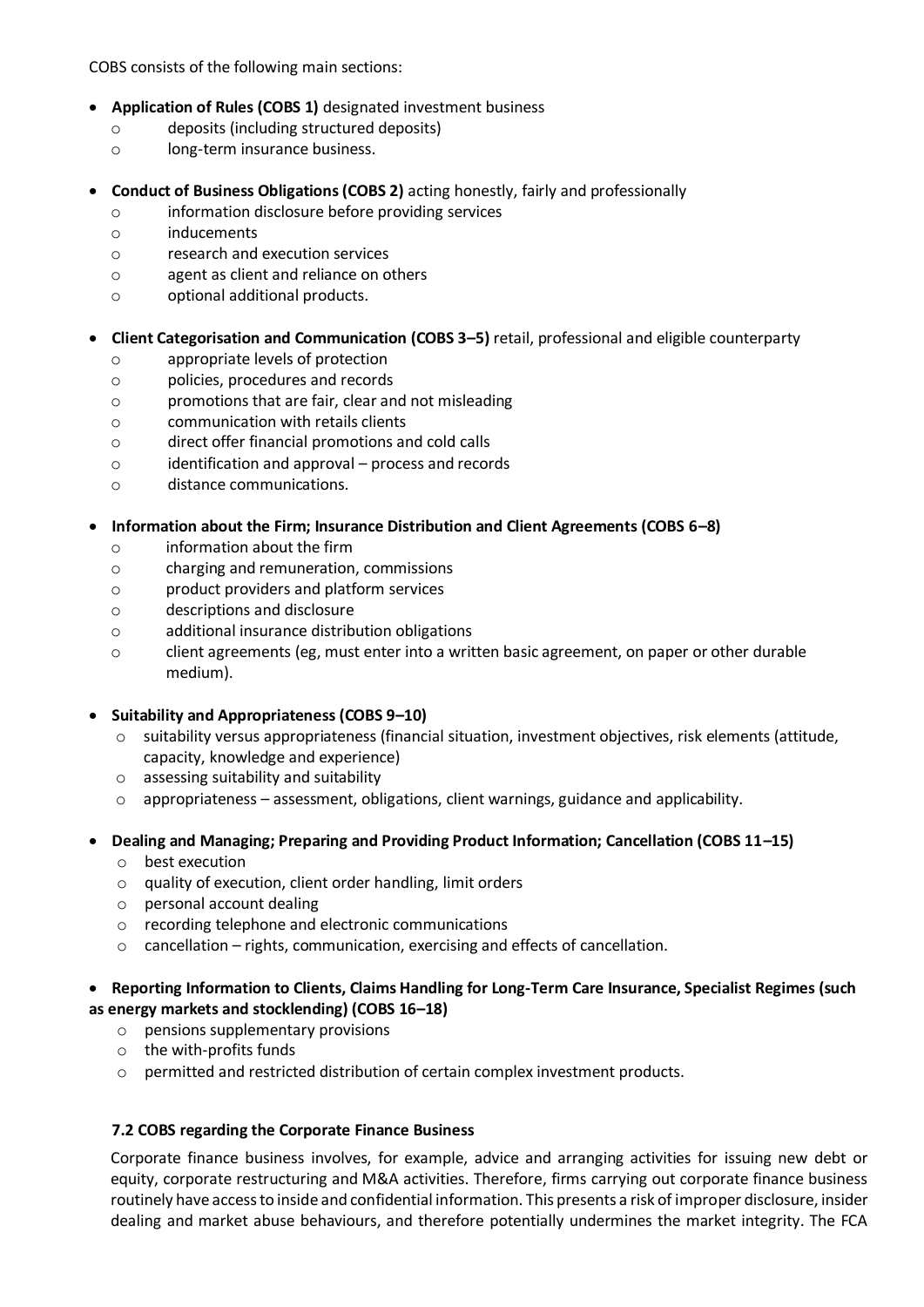COBS consists of the following main sections:

- **Application of Rules (COBS 1)** designated investment business
  - deposits (including structured deposits)
  - long-term insurance business.

- **Conduct of Business Obligations (COBS 2)** acting honestly, fairly and professionally
  - information disclosure before providing services
  - inducements
  - research and execution services
  - agent as client and reliance on others
  - optional additional products.

- **Client Categorisation and Communication (COBS 3–5)** retail, professional and eligible counterparty
  - appropriate levels of protection
  - policies, procedures and records
  - promotions that are fair, clear and not misleading
  - communication with retails clients
  - direct offer financial promotions and cold calls
  - identification and approval – process and records
  - distance communications.

- **Information about the Firm; Insurance Distribution and Client Agreements (COBS 6–8)**
  - information about the firm
  - charging and remuneration, commissions
  - product providers and platform services
  - descriptions and disclosure
  - additional insurance distribution obligations
  - client agreements (eg, must enter into a written basic agreement, on paper or other durable medium).

- **Suitability and Appropriateness (COBS 9–10)**
  - suitability versus appropriateness (financial situation, investment objectives, risk elements (attitude, capacity, knowledge and experience)
  - assessing suitability and suitability
  - appropriateness – assessment, obligations, client warnings, guidance and applicability.

- **Dealing and Managing; Preparing and Providing Product Information; Cancellation (COBS 11–15)**
  - best execution
  - quality of execution, client order handling, limit orders
  - personal account dealing
  - recording telephone and electronic communications
  - cancellation – rights, communication, exercising and effects of cancellation.

- **Reporting Information to Clients, Claims Handling for Long-Term Care Insurance, Specialist Regimes (such as energy markets and stocklending) (COBS 16–18)**
  - pensions supplementary provisions
  - the with-profits funds
  - permitted and restricted distribution of certain complex investment products.

### 7.2 COBS regarding the Corporate Finance Business

Corporate finance business involves, for example, advice and arranging activities for issuing new debt or equity, corporate restructuring and M&A activities. Therefore, firms carrying out corporate finance business routinely have access to inside and confidential information. This presents a risk of improper disclosure, insider dealing and market abuse behaviours, and therefore potentially undermines the market integrity. The FCA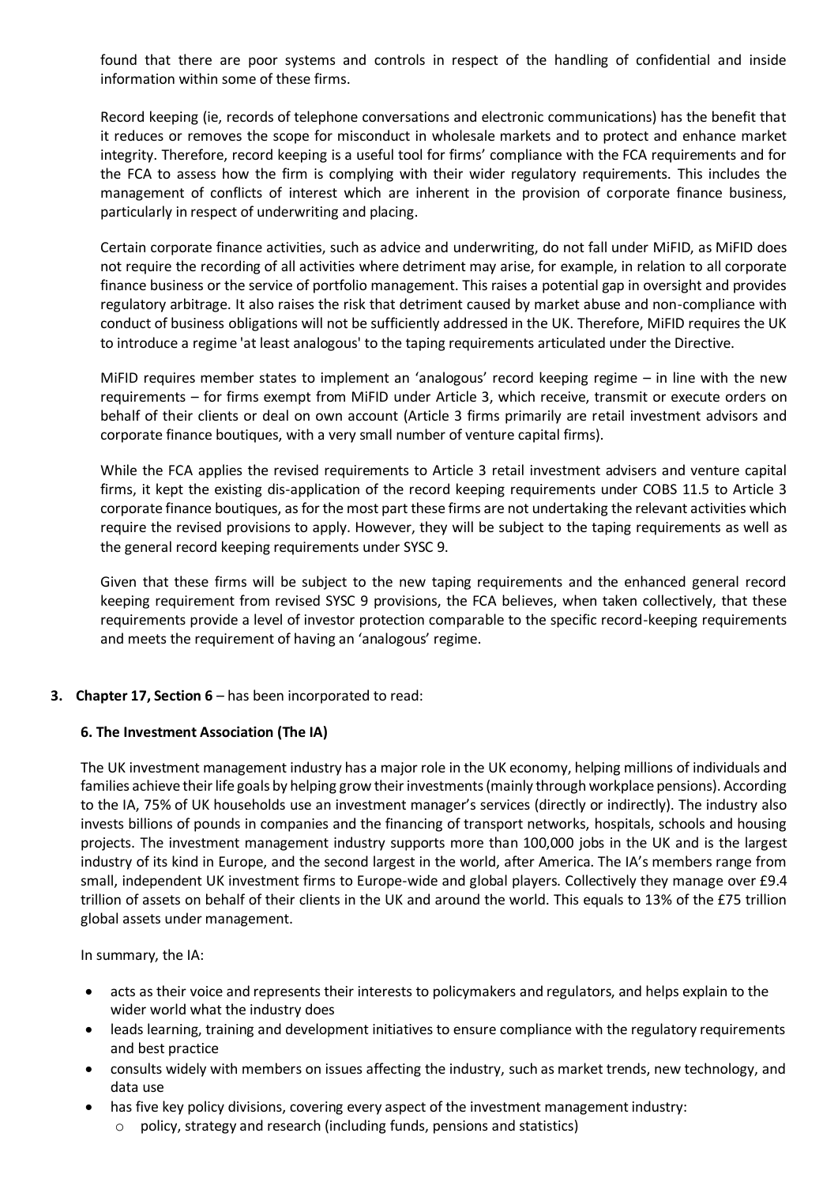found that there are poor systems and controls in respect of the handling of confidential and inside information within some of these firms.

Record keeping (ie, records of telephone conversations and electronic communications) has the benefit that it reduces or removes the scope for misconduct in wholesale markets and to protect and enhance market integrity. Therefore, record keeping is a useful tool for firms' compliance with the FCA requirements and for the FCA to assess how the firm is complying with their wider regulatory requirements. This includes the management of conflicts of interest which are inherent in the provision of corporate finance business, particularly in respect of underwriting and placing.

Certain corporate finance activities, such as advice and underwriting, do not fall under MiFID, as MiFID does not require the recording of all activities where detriment may arise, for example, in relation to all corporate finance business or the service of portfolio management. This raises a potential gap in oversight and provides regulatory arbitrage. It also raises the risk that detriment caused by market abuse and non-compliance with conduct of business obligations will not be sufficiently addressed in the UK. Therefore, MiFID requires the UK to introduce a regime 'at least analogous' to the taping requirements articulated under the Directive.

MiFID requires member states to implement an 'analogous' record keeping regime – in line with the new requirements – for firms exempt from MiFID under Article 3, which receive, transmit or execute orders on behalf of their clients or deal on own account (Article 3 firms primarily are retail investment advisors and corporate finance boutiques, with a very small number of venture capital firms).

While the FCA applies the revised requirements to Article 3 retail investment advisers and venture capital firms, it kept the existing dis-application of the record keeping requirements under COBS 11.5 to Article 3 corporate finance boutiques, as for the most part these firms are not undertaking the relevant activities which require the revised provisions to apply. However, they will be subject to the taping requirements as well as the general record keeping requirements under SYSC 9.

Given that these firms will be subject to the new taping requirements and the enhanced general record keeping requirement from revised SYSC 9 provisions, the FCA believes, when taken collectively, that these requirements provide a level of investor protection comparable to the specific record-keeping requirements and meets the requirement of having an 'analogous' regime.

**3. Chapter 17, Section 6** – has been incorporated to read:

**6. The Investment Association (The IA)**

The UK investment management industry has a major role in the UK economy, helping millions of individuals and families achieve their life goals by helping grow their investments (mainly through workplace pensions). According to the IA, 75% of UK households use an investment manager's services (directly or indirectly). The industry also invests billions of pounds in companies and the financing of transport networks, hospitals, schools and housing projects. The investment management industry supports more than 100,000 jobs in the UK and is the largest industry of its kind in Europe, and the second largest in the world, after America. The IA's members range from small, independent UK investment firms to Europe-wide and global players. Collectively they manage over £9.4 trillion of assets on behalf of their clients in the UK and around the world. This equals to 13% of the £75 trillion global assets under management.

In summary, the IA:

- acts as their voice and represents their interests to policymakers and regulators, and helps explain to the wider world what the industry does
- leads learning, training and development initiatives to ensure compliance with the regulatory requirements and best practice
- consults widely with members on issues affecting the industry, such as market trends, new technology, and data use
- has five key policy divisions, covering every aspect of the investment management industry:
  - policy, strategy and research (including funds, pensions and statistics)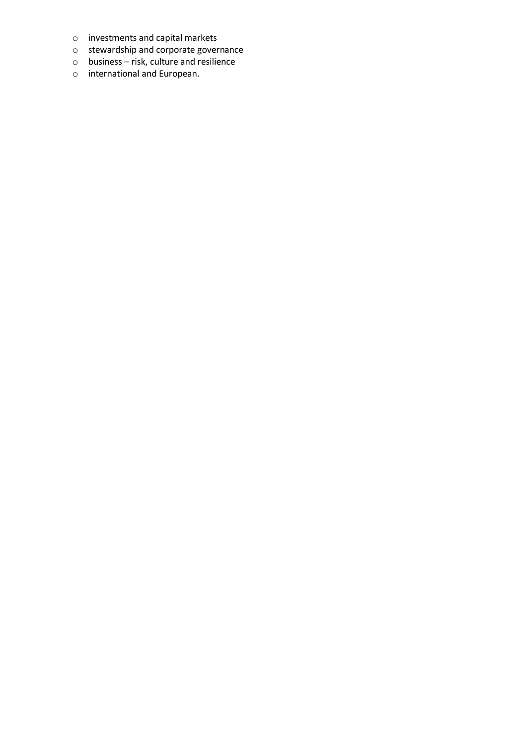- investments and capital markets
- stewardship and corporate governance
- business – risk, culture and resilience
- international and European.